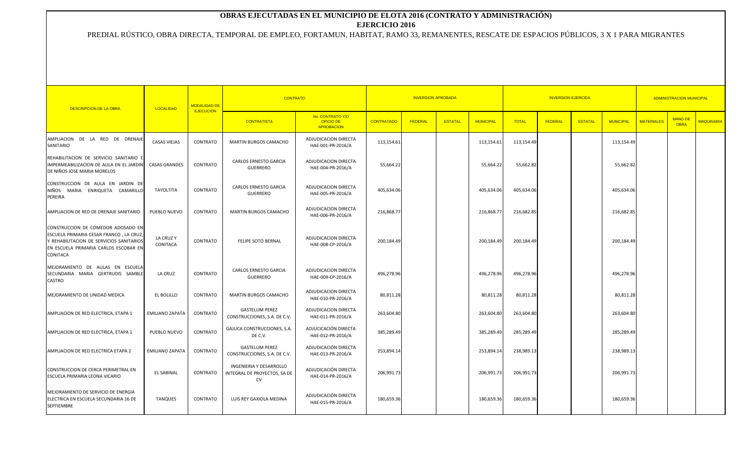# OBRAS EJECUTADAS EN EL MUNICIPIO DE ELOTA 2016 (CONTRATO Y ADMINISTRACIÓN)

## EJERCICIO 2016

PREDIAL RÚSTICO, OBRA DIRECTA, TEMPORAL DE EMPLEO, FORTAMUN, HABITAT, RAMO 33, REMANENTES, RESCATE DE ESPACIOS PÚBLICOS, 3 X 1 PARA MIGRANTES

| DESCRIPCION DE LA OBRA | LOCALIDAD | MODALIDAD DE EJECUCION | CONTRATO | | INVERSION APROBADA | | | | INVERSION EJERCIDA | | | | ADMINISTRACION MUNICIPAL | | |
|---|---|---|---|---|---|---|---|---|---|---|---|---|---|---|---|
| | | | CONTRATISTA | No. CONTRATO Y/O OFICIO DE APROBACION | CONTRATADO | FEDERAL | ESTATAL | MUNICIPAL | TOTAL | FEDERAL | ESTATAL | MUNICIPAL | MATERIALES | MANO DE OBRA | MAQUINARIA |
| AMPLIACION DE LA RED DE DRENAJE SANITARIO | CASAS VIEJAS | CONTRATO | MARTIN BURGOS CAMACHO | ADJUDICACION DIRECTA HAE-001-PR-2016/A | 113,154.61 | | | 113,154.61 | 113,154.49 | | | 113,154.49 | | | |
| REHABILITACION DE SERVICIO SANITARIO E IMPERMEABILIZACION DE AULA EN EL JARDIN DE NIÑOS JOSE MARIA MORELOS | CASAS GRANDES | CONTRATO | CARLOS ERNESTO GARCIA GUERRERO | ADJUDICACION DIRECTA HAE-004-PR-2016/A | 55,664.22 | | | 55,664.22 | 55,662.82 | | | 55,662.82 | | | |
| CONSTRUCCION DE AULA EN JARDIN DE NIÑOS MARIA ENRIQUETA CAMARILLO PEREIRA | TAYOLTITA | CONTRATO | CARLOS ERNESTO GARCIA GUERRERO | ADJUDICACION DIRECTA HAE-005-PR-2016/A | 405,634.06 | | | 405,634.06 | 405,634.06 | | | 405,634.06 | | | |
| AMPLIACION DE RED DE DRENAJE SANITARIO | PUEBLO NUEVO | CONTRATO | MARTIN BURGOS CAMACHO | ADJUDICACION DIRECTA HAE-006-PR-2016/A | 216,868.77 | | | 216,868.77 | 216,682.85 | | | 216,682.85 | | | |
| CONSTRUCCION DE COMEDOR ADOSADO EN ESCUELA PRIMARIA CESAR FRANCO , LA CRUZ, Y REHABILITACION DE SERVICIOS SANITARIOS EN ESCUELA PRIMARIA CARLOS ESCOBAR EN CONITACA | LA CRUZ Y CONITACA | CONTRATO | FELIPE SOTO BERNAL | ADJUDICACION DIRECTA HAE-008-CP-2016/A | 200,184.49 | | | 200,184.49 | 200,184.49 | | | 200,184.49 | | | |
| MEJORAMIENTO DE AULAS EN ESCUELA SECUNDARIA MARIA GERTRUDIS SAMBLE CASTRO | LA CRUZ | CONTRATO | CARLOS ERNESTO GARCIA GUERRERO | ADJUDICACION DIRECTA HAE-009-CP-2016/A | 496,278.96 | | | 496,278.96 | 496,278.96 | | | 496,278.96 | | | |
| MEJORAMIENTO DE UNIDAD MEDICA | EL BOLILLO | CONTRATO | MARTIN BURGOS CAMACHO | ADJUDICACION DIRECTA HAE-010-PR-2016/A | 80,811.28 | | | 80,811.28 | 80,811.28 | | | 80,811.28 | | | |
| AMPLIACION DE RED ELECTRICA, ETAPA 1 | EMILIANO ZAPATA | CONTRATO | GASTELUM PEREZ CONSTRUCCIONES, S.A. DE C.V. | ADJUDICACION DIRECTA HAE-011-PR-2016/A | 263,604.80 | | | 263,604.80 | 263,604.80 | | | 263,604.80 | | | |
| AMPLIACION DE RED ELECTRICA, ETAPA 1 | PUEBLO NUEVO | CONTRATO | GAJUCA CONSTRUCCIONES, S.A. DE C.V. | ADJUDICACIÓN DIRECTA HAE-012-PR-2016/A | 385,289.49 | | | 385,289.49 | 285,289.49 | | | 285,289.49 | | | |
| AMPLIACION DE RED ELECTRICA ETAPA 2 | EMILIANO ZAPATA | CONTRATO | GASTELUM PEREZ CONSTRUCCIONES, S.A. DE C.V. | ADJUDICACIÓN DIRECTA HAE-013-PR-2016/A | 253,894.14 | | | 253,894.14 | 238,989.13 | | | 238,989.13 | | | |
| CONSTRUCCION DE CERCA PERIMETRAL EN ESCUELA PRIMARIA LEONA VICARIO | EL SABINAL | CONTRATO | INGENIERIA Y DESARROLLO INTEGRAL DE PROYECTOS, SA DE CV | ADJUDICACIÓN DIRECTA HAE-014-PR-2016/A | 206,991.73 | | | 206,991.73 | 206,991.73 | | | 206,991.73 | | | |
| MEJORAMIENTO DE SERVICIO DE ENERGIA ELECTRICA EN ESCUELA SECUNDARIA 16 DE SEPTIEMBRE | TANQUES | CONTRATO | LUIS REY GAXIOLA MEDINA | ADJUDICACIÓN DIRECTA HAE-015-PR-2016/A | 180,659.36 | | | 180,659.36 | 180,659.36 | | | 180,659.36 | | | |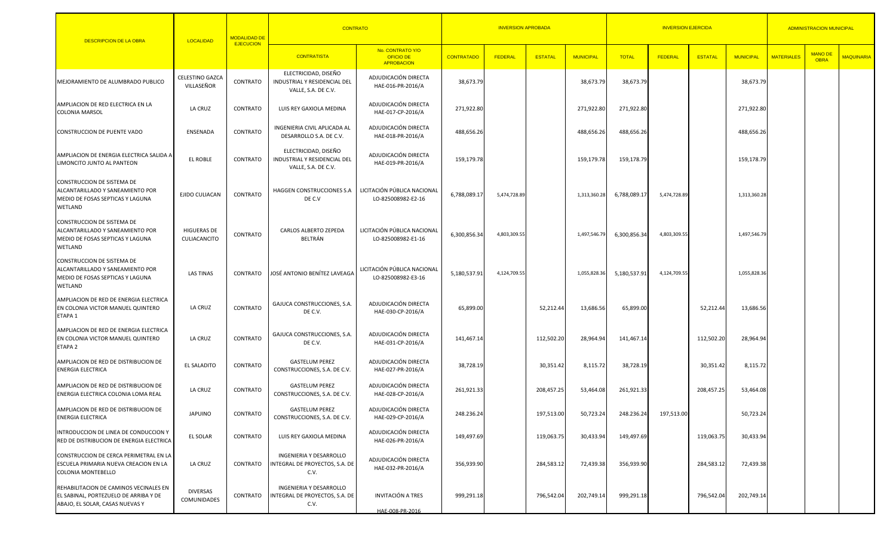| DESCRIPCION DE LA OBRA | LOCALIDAD | MODALIDAD DE EJECUCION | CONTRATO | | INVERSION APROBADA | | | | INVERSION EJERCIDA | | | | ADMINISTRACION MUNICIPAL | | |
|---|---|---|---|---|---|---|---|---|---|---|---|---|---|---|---|
| | | | CONTRATISTA | No. CONTRATO Y/O OFICIO DE APROBACION | CONTRATADO | FEDERAL | ESTATAL | MUNICIPAL | TOTAL | FEDERAL | ESTATAL | MUNICIPAL | MATERIALES | MANO DE OBRA | MAQUINARIA |
| MEJORAMIENTO DE ALUMBRADO PUBLICO | CELESTINO GAZCA VILLASEÑOR | CONTRATO | ELECTRICIDAD, DISEÑO INDUSTRIAL Y RESIDENCIAL DEL VALLE, S.A. DE C.V. | ADJUDICACIÓN DIRECTA HAE-016-PR-2016/A | 38,673.79 | | | 38,673.79 | 38,673.79 | | | 38,673.79 | | | |
| AMPLIACION DE RED ELECTRICA EN LA COLONIA MARSOL | LA CRUZ | CONTRATO | LUIS REY GAXIOLA MEDINA | ADJUDICACIÓN DIRECTA HAE-017-CP-2016/A | 271,922.80 | | | 271,922.80 | 271,922.80 | | | 271,922.80 | | | |
| CONSTRUCCION DE PUENTE VADO | ENSENADA | CONTRATO | INGENIERIA CIVIL APLICADA AL DESARROLLO S.A. DE C.V. | ADJUDICACIÓN DIRECTA HAE-018-PR-2016/A | 488,656.26 | | | 488,656.26 | 488,656.26 | | | 488,656.26 | | | |
| AMPLIACION DE ENERGIA ELECTRICA SALIDA A LIMONCITO JUNTO AL PANTEON | EL ROBLE | CONTRATO | ELECTRICIDAD, DISEÑO INDUSTRIAL Y RESIDENCIAL DEL VALLE, S.A. DE C.V. | ADJUDICACIÓN DIRECTA HAE-019-PR-2016/A | 159,179.78 | | | 159,179.78 | 159,178.79 | | | 159,178.79 | | | |
| CONSTRUCCION DE SISTEMA DE ALCANTARILLADO Y SANEAMIENTO POR MEDIO DE FOSAS SEPTICAS Y LAGUNA WETLAND | EJIDO CULIACAN | CONTRATO | HAGGEN CONSTRUCCIONES S.A DE C.V | LICITACIÓN PÚBLICA NACIONAL LO-825008982-E2-16 | 6,788,089.17 | 5,474,728.89 | | 1,313,360.28 | 6,788,089.17 | 5,474,728.89 | | 1,313,360.28 | | | |
| CONSTRUCCION DE SISTEMA DE ALCANTARILLADO Y SANEAMIENTO POR MEDIO DE FOSAS SEPTICAS Y LAGUNA WETLAND | HIGUERAS DE CULIACANCITO | CONTRATO | CARLOS ALBERTO ZEPEDA BELTRÁN | LICITACIÓN PÚBLICA NACIONAL LO-825008982-E1-16 | 6,300,856.34 | 4,803,309.55 | | 1,497,546.79 | 6,300,856.34 | 4,803,309.55 | | 1,497,546.79 | | | |
| CONSTRUCCION DE SISTEMA DE ALCANTARILLADO Y SANEAMIENTO POR MEDIO DE FOSAS SEPTICAS Y LAGUNA WETLAND | LAS TINAS | CONTRATO | JOSÉ ANTONIO BENÍTEZ LAVEAGA | LICITACIÓN PÚBLICA NACIONAL LO-825008982-E3-16 | 5,180,537.91 | 4,124,709.55 | | 1,055,828.36 | 5,180,537.91 | 4,124,709.55 | | 1,055,828.36 | | | |
| AMPLIACION DE RED DE ENERGIA ELECTRICA EN COLONIA VICTOR MANUEL QUINTERO ETAPA 1 | LA CRUZ | CONTRATO | GAJUCA CONSTRUCCIONES, S.A. DE C.V. | ADJUDICACIÓN DIRECTA HAE-030-CP-2016/A | 65,899.00 | | 52,212.44 | 13,686.56 | 65,899.00 | | 52,212.44 | 13,686.56 | | | |
| AMPLIACION DE RED DE ENERGIA ELECTRICA EN COLONIA VICTOR MANUEL QUINTERO ETAPA 2 | LA CRUZ | CONTRATO | GAJUCA CONSTRUCCIONES, S.A. DE C.V. | ADJUDICACIÓN DIRECTA HAE-031-CP-2016/A | 141,467.14 | | 112,502.20 | 28,964.94 | 141,467.14 | | 112,502.20 | 28,964.94 | | | |
| AMPLIACION DE RED DE DISTRIBUCION DE ENERGIA ELECTRICA | EL SALADITO | CONTRATO | GASTELUM PEREZ CONSTRUCCIONES, S.A. DE C.V. | ADJUDICACIÓN DIRECTA HAE-027-PR-2016/A | 38,728.19 | | 30,351.42 | 8,115.72 | 38,728.19 | | 30,351.42 | 8,115.72 | | | |
| AMPLIACION DE RED DE DISTRIBUCION DE ENERGIA ELECTRICA COLONIA LOMA REAL | LA CRUZ | CONTRATO | GASTELUM PEREZ CONSTRUCCIONES, S.A. DE C.V. | ADJUDICACIÓN DIRECTA HAE-028-CP-2016/A | 261,921.33 | | 208,457.25 | 53,464.08 | 261,921.33 | | 208,457.25 | 53,464.08 | | | |
| AMPLIACION DE RED DE DISTRIBUCION DE ENERGIA ELECTRICA | JAPUINO | CONTRATO | GASTELUM PEREZ CONSTRUCCIONES, S.A. DE C.V. | ADJUDICACIÓN DIRECTA HAE-029-CP-2016/A | 248.236.24 | | 197,513.00 | 50,723.24 | 248.236.24 | 197,513.00 | | 50,723.24 | | | |
| INTRODUCCION DE LINEA DE CONDUCCION Y RED DE DISTRIBUCION DE ENERGIA ELECTRICA | EL SOLAR | CONTRATO | LUIS REY GAXIOLA MEDINA | ADJUDICACIÓN DIRECTA HAE-026-PR-2016/A | 149,497.69 | | 119,063.75 | 30,433.94 | 149,497.69 | | 119,063.75 | 30,433.94 | | | |
| CONSTRUCCION DE CERCA PERIMETRAL EN LA ESCUELA PRIMARIA NUEVA CREACION EN LA COLONIA MONTEBELLO | LA CRUZ | CONTRATO | INGENIERIA Y DESARROLLO INTEGRAL DE PROYECTOS, S.A. DE C.V. | ADJUDICACIÓN DIRECTA HAE-032-PR-2016/A | 356,939.90 | | 284,583.12 | 72,439.38 | 356,939.90 | | 284,583.12 | 72,439.38 | | | |
| REHABILITACION DE CAMINOS VECINALES EN EL SABINAL, PORTEZUELO DE ARRIBA Y DE ABAJO, EL SOLAR, CASAS NUEVAS Y | DIVERSAS COMUNIDADES | CONTRATO | INGENIERIA Y DESARROLLO INTEGRAL DE PROYECTOS, S.A. DE C.V. | INVITACIÓN A TRES HAE-008-PR-2016 | 999,291.18 | | 796,542.04 | 202,749.14 | 999,291.18 | | 796,542.04 | 202,749.14 | | | |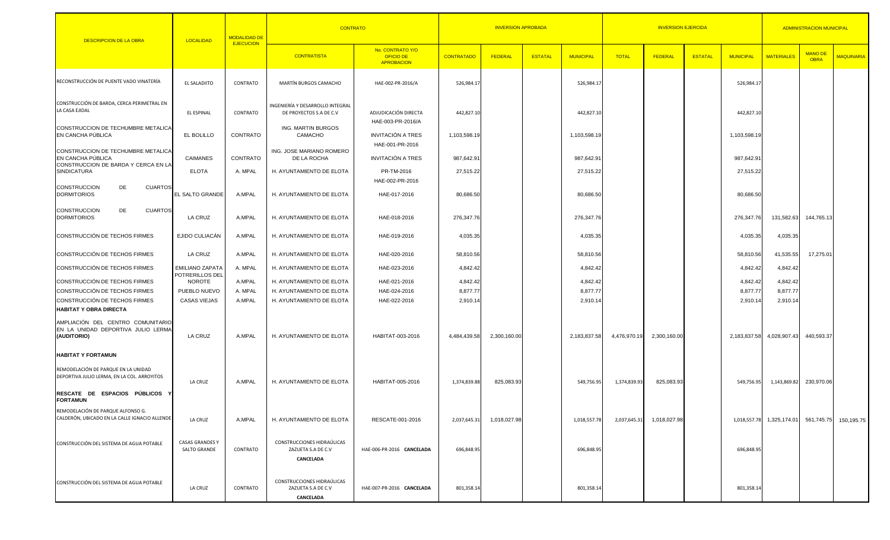| DESCRIPCION DE LA OBRA | LOCALIDAD | MODALIDAD DE EJECUCION | CONTRATO | | INVERSION APROBADA | | | | INVERSION EJERCIDA | | | | ADMINISTRACION MUNICIPAL | | |
|---|---|---|---|---|---|---|---|---|---|---|---|---|---|---|---|
| | | | CONTRATISTA | No. CONTRATO Y/O OFICIO DE APROBACION | CONTRATADO | FEDERAL | ESTATAL | MUNICIPAL | TOTAL | FEDERAL | ESTATAL | MUNICIPAL | MATERIALES | MANO DE OBRA | MAQUINARIA |
| RECONSTRUCCIÓN DE PUENTE VADO VINATERÍA | EL SALADIITO | CONTRATO | MARTÍN BURGOS CAMACHO | HAE-002-PR-2016/A | 526,984.17 | | | 526,984.17 | | | | 526,984.17 | | | |
| CONSTRUCCIÓN DE BARDA, CERCA PERIMETRAL EN LA CASA EJIDAL | EL ESPINAL | CONTRATO | INGENIERÍA Y DESARROLLO INTEGRAL DE PROYECTOS S.A DE C.V | ADJUDICACIÓN DIRECTA HAE-003-PR-2016/A | 442,827.10 | | | 442,827.10 | | | | 442,827.10 | | | |
| CONSTRUCCION DE TECHUMBRE METALICA EN CANCHA PÚBLICA | EL BOLILLO | CONTRATO | ING. MARTIN BURGOS CAMACHO | INVITACIÓN A TRES HAE-001-PR-2016 | 1,103,598.19 | | | 1,103,598.19 | | | | 1,103,598.19 | | | |
| CONSTRUCCION DE TECHUMBRE METALICA EN CANCHA PÚBLICA | CAIMANES | CONTRATO | ING. JOSE MARIANO ROMERO DE LA ROCHA | INVITACIÓN A TRES | 987,642.91 | | | 987,642.91 | | | | 987,642.91 | | | |
| CONSTRUCCION DE BARDA Y CERCA EN LA SINDICATURA | ELOTA | A. MPAL | H. AYUNTAMIENTO DE ELOTA | PR-TM-2016 HAE-002-PR-2016 | 27,515.22 | | | 27,515.22 | | | | 27,515.22 | | | |
| CONSTRUCCION DE CUARTOS DORMITORIOS | EL SALTO GRANDE | A.MPAL | H. AYUNTAMIENTO DE ELOTA | HAE-017-2016 | 80,686.50 | | | 80,686.50 | | | | 80,686.50 | | | |
| CONSTRUCCION DE CUARTOS DORMITORIOS | LA CRUZ | A.MPAL | H. AYUNTAMIENTO DE ELOTA | HAE-018-2016 | 276,347.76 | | | 276,347.76 | | | | 276,347.76 | 131,582.63 | 144,765.13 | |
| CONSTRUCCIÓN DE TECHOS FIRMES | EJIDO CULIACÁN | A.MPAL | H. AYUNTAMIENTO DE ELOTA | HAE-019-2016 | 4,035.35 | | | 4,035.35 | | | | 4,035.35 | 4,035.35 | | |
| CONSTRUCCIÓN DE TECHOS FIRMES | LA CRUZ | A.MPAL | H. AYUNTAMIENTO DE ELOTA | HAE-020-2016 | 58,810.56 | | | 58,810.56 | | | | 58,810.56 | 41,535.55 | 17,275.01 | |
| CONSTRUCCIÓN DE TECHOS FIRMES | EMILIANO ZAPATA | A. MPAL | H. AYUNTAMIENTO DE ELOTA | HAE-023-2016 | 4,842.42 | | | 4,842.42 | | | | 4,842.42 | 4,842.42 | | |
| CONSTRUCCIÓN DE TECHOS FIRMES | POTRERILLOS DEL NOROTE | A.MPAL | H. AYUNTAMIENTO DE ELOTA | HAE-021-2016 | 4,842.42 | | | 4,842.42 | | | | 4,842.42 | 4,842.42 | | |
| CONSTRUCCIÓN DE TECHOS FIRMES | PUEBLO NUEVO | A. MPAL | H. AYUNTAMIENTO DE ELOTA | HAE-024-2016 | 8,877.77 | | | 8,877.77 | | | | 8,877.77 | 8,877.77 | | |
| CONSTRUCCIÓN DE TECHOS FIRMES | CASAS VIEJAS | A.MPAL | H. AYUNTAMIENTO DE ELOTA | HAE-022-2016 | 2,910.14 | | | 2,910.14 | | | | 2,910.14 | 2,910.14 | | |
| **HABITAT Y OBRA DIRECTA** | | | | | | | | | | | | | | | |
| AMPLIACIÓN DEL CENTRO COMUNITARIO EN LA UNIDAD DEPORTIVA JULIO LERMA **(AUDITORIO)** | LA CRUZ | A.MPAL | H. AYUNTAMIENTO DE ELOTA | HABITAT-003-2016 | 4,484,439.58 | 2,300,160.00 | | 2,183,837.58 | 4,476,970.19 | 2,300,160.00 | | 2,183,837.58 | 4,028,907.43 | 440,593.37 | |
| **HABITAT Y FORTAMUN** | | | | | | | | | | | | | | | |
| REMODELACIÓN DE PARQUE EN LA UNIDAD DEPORTIVA JULIO LERMA, EN LA COL. ARROYITOS | LA CRUZ | A.MPAL | H. AYUNTAMIENTO DE ELOTA | HABITAT-005-2016 | 1,374,839.88 | 825,083.93 | | 549,756.95 | 1,374,839.93 | 825,083.93 | | 549,756.95 | 1,143,869.82 | 230,970.06 | |
| **RESCATE DE ESPACIOS PÚBLICOS Y FORTAMUN** | | | | | | | | | | | | | | | |
| REMODELACIÓN DE PARQUE ALFONSO G. CALDERÓN, UBICADO EN LA CALLE IGNACIO ALLENDE | LA CRUZ | A.MPAL | H. AYUNTAMIENTO DE ELOTA | RESCATE-001-2016 | 2,037,645.31 | 1,018,027.98 | | 1,018,557.78 | 2,037,645.31 | 1,018,027.98 | | 1,018,557.78 | 1,325,174.01 | 561,745.75 | 150,195.75 |
| CONSTRUCCIÓN DEL SISTEMA DE AGUA POTABLE | CASAS GRANDES Y SALTO GRANDE | CONTRATO | CONSTRUCCIONES HIDRAÚLICAS ZAZUETA S.A DE C.V **CANCELADA** | HAE-006-PR-2016 **CANCELADA** | 696,848.95 | | | 696,848.95 | | | | 696,848.95 | | | |
| CONSTRUCCIÓN DEL SISTEMA DE AGUA POTABLE | LA CRUZ | CONTRATO | CONSTRUCCIONES HIDRAÚLICAS ZAZUETA S.A DE C.V **CANCELADA** | HAE-007-PR-2016 **CANCELADA** | 801,358.14 | | | 801,358.14 | | | | 801,358.14 | | | |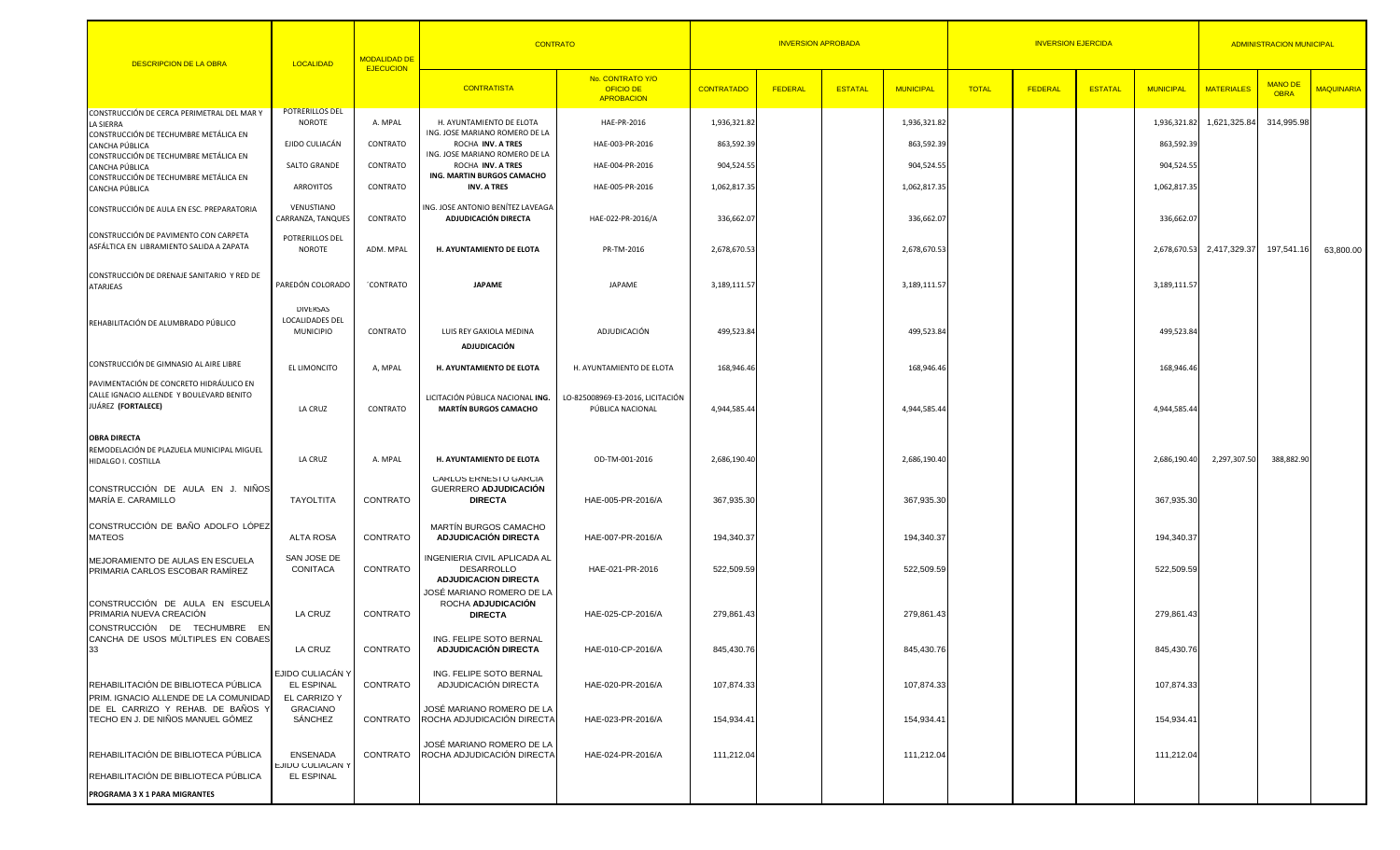| DESCRIPCION DE LA OBRA | LOCALIDAD | MODALIDAD DE EJECUCION | CONTRATO | | INVERSION APROBADA | | | | INVERSION EJERCIDA | | | | ADMINISTRACION MUNICIPAL | | |
|---|---|---|---|---|---|---|---|---|---|---|---|---|---|---|---|
| | | | CONTRATISTA | No. CONTRATO Y/O OFICIO DE APROBACION | CONTRATADO | FEDERAL | ESTATAL | MUNICIPAL | TOTAL | FEDERAL | ESTATAL | MUNICIPAL | MATERIALES | MANO DE OBRA | MAQUINARIA |
| CONSTRUCCIÓN DE CERCA PERIMETRAL DEL MAR Y LA SIERRA | POTRERILLOS DEL NOROTE | A. MPAL | H. AYUNTAMIENTO DE ELOTA | HAE-PR-2016 | 1,936,321.82 | | | 1,936,321.82 | | | | 1,936,321.82 | 1,621,325.84 | 314,995.98 | |
| CONSTRUCCIÓN DE TECHUMBRE METÁLICA EN CANCHA PÚBLICA | EJIDO CULIACÁN | CONTRATO | ING. JOSE MARIANO ROMERO DE LA ROCHA **INV. A TRES** | HAE-003-PR-2016 | 863,592.39 | | | 863,592.39 | | | | 863,592.39 | | | |
| CONSTRUCCIÓN DE TECHUMBRE METÁLICA EN CANCHA PÚBLICA | SALTO GRANDE | CONTRATO | ING. JOSE MARIANO ROMERO DE LA ROCHA **INV. A TRES** | HAE-004-PR-2016 | 904,524.55 | | | 904,524.55 | | | | 904,524.55 | | | |
| CONSTRUCCIÓN DE TECHUMBRE METÁLICA EN CANCHA PÚBLICA | ARROYITOS | CONTRATO | **ING. MARTIN BURGOS CAMACHO INV. A TRES** | HAE-005-PR-2016 | 1,062,817.35 | | | 1,062,817.35 | | | | 1,062,817.35 | | | |
| CONSTRUCCIÓN DE AULA EN ESC. PREPARATORIA | VENUSTIANO CARRANZA, TANQUES | CONTRATO | ING. JOSE ANTONIO BENÍTEZ LAVEAGA **ADJUDICACIÓN DIRECTA** | HAE-022-PR-2016/A | 336,662.07 | | | 336,662.07 | | | | 336,662.07 | | | |
| CONSTRUCCIÓN DE PAVIMENTO CON CARPETA ASFÁLTICA EN LIBRAMIENTO SALIDA A ZAPATA | POTRERILLOS DEL NOROTE | ADM. MPAL | **H. AYUNTAMIENTO DE ELOTA** | PR-TM-2016 | 2,678,670.53 | | | 2,678,670.53 | | | | 2,678,670.53 | 2,417,329.37 | 197,541.16 | 63,800.00 |
| CONSTRUCCIÓN DE DRENAJE SANITARIO Y RED DE ATARJEAS | PAREDÓN COLORADO | ´CONTRATO | **JAPAME** | JAPAME | 3,189,111.57 | | | 3,189,111.57 | | | | 3,189,111.57 | | | |
| REHABILITACIÓN DE ALUMBRADO PÚBLICO | DIVERSAS LOCALIDADES DEL MUNICIPIO | CONTRATO | LUIS REY GAXIOLA MEDINA **ADJUDICACIÓN** | ADJUDICACIÓN | 499,523.84 | | | 499,523.84 | | | | 499,523.84 | | | |
| CONSTRUCCIÓN DE GIMNASIO AL AIRE LIBRE | EL LIMONCITO | A, MPAL | **H. AYUNTAMIENTO DE ELOTA** | H. AYUNTAMIENTO DE ELOTA | 168,946.46 | | | 168,946.46 | | | | 168,946.46 | | | |
| PAVIMENTACIÓN DE CONCRETO HIDRÁULICO EN CALLE IGNACIO ALLENDE Y BOULEVARD BENITO JUÁREZ **(FORTALECE)** | LA CRUZ | CONTRATO | LICITACIÓN PÚBLICA NACIONAL **ING. MARTÍN BURGOS CAMACHO** | LO-825008969-E3-2016, LICITACIÓN PÚBLICA NACIONAL | 4,944,585.44 | | | 4,944,585.44 | | | | 4,944,585.44 | | | |
| **OBRA DIRECTA** REMODELACIÓN DE PLAZUELA MUNICIPAL MIGUEL HIDALGO I. COSTILLA | LA CRUZ | A. MPAL | **H. AYUNTAMIENTO DE ELOTA** | OD-TM-001-2016 | 2,686,190.40 | | | 2,686,190.40 | | | | 2,686,190.40 | 2,297,307.50 | 388,882.90 | |
| CONSTRUCCIÓN DE AULA EN J. NIÑOS MARÍA E. CARAMILLO | TAYOLTITA | CONTRATO | CARLOS ERNESTO GARCIA GUERRERO **ADJUDICACIÓN DIRECTA** | HAE-005-PR-2016/A | 367,935.30 | | | 367,935.30 | | | | 367,935.30 | | | |
| CONSTRUCCIÓN DE BAÑO ADOLFO LÓPEZ MATEOS | ALTA ROSA | CONTRATO | MARTÍN BURGOS CAMACHO **ADJUDICACIÓN DIRECTA** | HAE-007-PR-2016/A | 194,340.37 | | | 194,340.37 | | | | 194,340.37 | | | |
| MEJORAMIENTO DE AULAS EN ESCUELA PRIMARIA CARLOS ESCOBAR RAMÍREZ | SAN JOSE DE CONITACA | CONTRATO | INGENIERIA CIVIL APLICADA AL DESARROLLO **ADJUDICACION DIRECTA** | HAE-021-PR-2016 | 522,509.59 | | | 522,509.59 | | | | 522,509.59 | | | |
| CONSTRUCCIÓN DE AULA EN ESCUELA PRIMARIA NUEVA CREACIÓN | LA CRUZ | CONTRATO | JOSÉ MARIANO ROMERO DE LA ROCHA **ADJUDICACIÓN DIRECTA** | HAE-025-CP-2016/A | 279,861.43 | | | 279,861.43 | | | | 279,861.43 | | | |
| CONSTRUCCIÓN DE TECHUMBRE EN CANCHA DE USOS MÚLTIPLES EN COBAES 33 | LA CRUZ | CONTRATO | ING. FELIPE SOTO BERNAL **ADJUDICACIÓN DIRECTA** | HAE-010-CP-2016/A | 845,430.76 | | | 845,430.76 | | | | 845,430.76 | | | |
| REHABILITACIÓN DE BIBLIOTECA PÚBLICA | EJIDO CULIACÁN Y EL ESPINAL | CONTRATO | ING. FELIPE SOTO BERNAL ADJUDICACIÓN DIRECTA | HAE-020-PR-2016/A | 107,874.33 | | | 107,874.33 | | | | 107,874.33 | | | |
| PRIM. IGNACIO ALLENDE DE LA COMUNIDAD DE EL CARRIZO Y REHAB. DE BAÑOS Y TECHO EN J. DE NIÑOS MANUEL GÓMEZ | EL CARRIZO Y GRACIANO SÁNCHEZ | CONTRATO | JOSÉ MARIANO ROMERO DE LA ROCHA ADJUDICACIÓN DIRECTA | HAE-023-PR-2016/A | 154,934.41 | | | 154,934.41 | | | | 154,934.41 | | | |
| REHABILITACIÓN DE BIBLIOTECA PÚBLICA | ENSENADA | CONTRATO | JOSÉ MARIANO ROMERO DE LA ROCHA ADJUDICACIÓN DIRECTA | HAE-024-PR-2016/A | 111,212.04 | | | 111,212.04 | | | | 111,212.04 | | | |
| REHABILITACIÓN DE BIBLIOTECA PÚBLICA | EJIDO CULIACAN Y EL ESPINAL | | | | | | | | | | | | | | |
| **PROGRAMA 3 X 1 PARA MIGRANTES** | | | | | | | | | | | | | | | |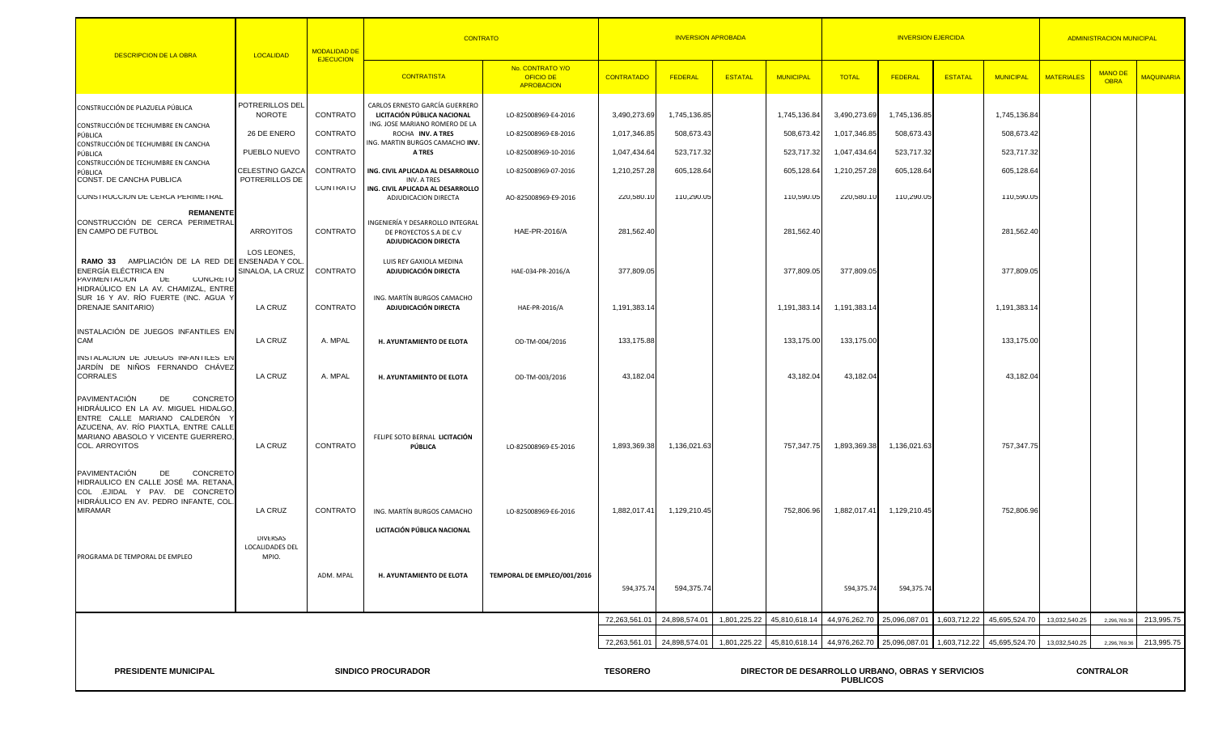| DESCRIPCION DE LA OBRA | LOCALIDAD | MODALIDAD DE EJECUCION | CONTRATO | | INVERSION APROBADA | | | | INVERSION EJERCIDA | | | | ADMINISTRACION MUNICIPAL | | |
|---|---|---|---|---|---|---|---|---|---|---|---|---|---|---|---|
| | | | CONTRATISTA | No. CONTRATO Y/O OFICIO DE APROBACION | CONTRATADO | FEDERAL | ESTATAL | MUNICIPAL | TOTAL | FEDERAL | ESTATAL | MUNICIPAL | MATERIALES | MANO DE OBRA | MAQUINARIA |
| CONSTRUCCIÓN DE PLAZUELA PÚBLICA | POTRERILLOS DEL NOROTE | CONTRATO | CARLOS ERNESTO GARCÍA GUERRERO LICITACIÓN PÚBLICA NACIONAL | LO-825008969-E4-2016 | 3,490,273.69 | 1,745,136.85 | | 1,745,136.84 | 3,490,273.69 | 1,745,136.85 | | 1,745,136.84 | | | |
| CONSTRUCCIÓN DE TECHUMBRE EN CANCHA PÚBLICA | 26 DE ENERO | CONTRATO | ING. JOSE MARIANO ROMERO DE LA ROCHA INV. A TRES | LO-825008969-E8-2016 | 1,017,346.85 | 508,673.43 | | 508,673.42 | 1,017,346.85 | 508,673.43 | | 508,673.42 | | | |
| CONSTRUCCIÓN DE TECHUMBRE EN CANCHA PÚBLICA | PUEBLO NUEVO | CONTRATO | ING. MARTIN BURGOS CAMACHO INV. A TRES | LO-825008969-10-2016 | 1,047,434.64 | 523,717.32 | | 523,717.32 | 1,047,434.64 | 523,717.32 | | 523,717.32 | | | |
| CONSTRUCCIÓN DE TECHUMBRE EN CANCHA PÚBLICA | CELESTINO GAZCA | CONTRATO | ING. CIVIL APLICADA AL DESARROLLO INV. A TRES | LO-825008969-07-2016 | 1,210,257.28 | 605,128.64 | | 605,128.64 | 1,210,257.28 | 605,128.64 | | 605,128.64 | | | |
| CONST. DE CANCHA PUBLICA CONSTRUCCION DE CERCA PERIMETRAL | POTRERILLOS DE | CONTRATO | ING. CIVIL APLICADA AL DESARROLLO ADJUDICACION DIRECTA | AO-825008969-E9-2016 | 220,580.10 | 110,290.05 | | 110,290.05 | 220,580.10 | 110,290.05 | | 110,290.05 | | | |
| **REMANENTE** CONSTRUCCIÓN DE CERCA PERIMETRAL EN CAMPO DE FUTBOL | ARROYITOS | CONTRATO | INGENIERÍA Y DESARROLLO INTEGRAL DE PROYECTOS S.A DE C.V ADJUDICACION DIRECTA | HAE-PR-2016/A | 281,562.40 | | | 281,562.40 | | | | 281,562.40 | | | |
| **RAMO 33** AMPLIACIÓN DE LA RED DE ENERGÍA ELÉCTRICA EN | LOS LEONES, ENSENADA Y COL. SINALOA, LA CRUZ | CONTRATO | LUIS REY GAXIOLA MEDINA ADJUDICACIÓN DIRECTA | HAE-034-PR-2016/A | 377,809.05 | | | 377,809.05 | 377,809.05 | | | 377,809.05 | | | |
| PAVIMENTACION DE CONCRETO HIDRAÚLICO EN LA AV. CHAMIZAL, ENTRE SUR 16 Y AV. RÍO FUERTE (INC. AGUA Y DRENAJE SANITARIO) | LA CRUZ | CONTRATO | ING. MARTÍN BURGOS CAMACHO ADJUDICACIÓN DIRECTA | HAE-PR-2016/A | 1,191,383.14 | | | 1,191,383.14 | 1,191,383.14 | | | 1,191,383.14 | | | |
| INSTALACIÓN DE JUEGOS INFANTILES EN CAM | LA CRUZ | A. MPAL | H. AYUNTAMIENTO DE ELOTA | OD-TM-004/2016 | 133,175.88 | | | 133,175.00 | 133,175.00 | | | 133,175.00 | | | |
| INSTALACION DE JUEGOS INFANTILES EN JARDÍN DE NIÑOS FERNANDO CHÁVEZ CORRALES | LA CRUZ | A. MPAL | H. AYUNTAMIENTO DE ELOTA | OD-TM-003/2016 | 43,182.04 | | | 43,182.04 | 43,182.04 | | | 43,182.04 | | | |
| PAVIMENTACIÓN DE CONCRETO HIDRÁULICO EN LA AV. MIGUEL HIDALGO, ENTRE CALLE MARIANO CALDERÓN Y AZUCENA, AV. RÍO PIAXTLA, ENTRE CALLE MARIANO ABASOLO Y VICENTE GUERRERO, COL. ARROYITOS | LA CRUZ | CONTRATO | FELIPE SOTO BERNAL LICITACIÓN PÚBLICA | LO-825008969-E5-2016 | 1,893,369.38 | 1,136,021.63 | | 757,347.75 | 1,893,369.38 | 1,136,021.63 | | 757,347.75 | | | |
| PAVIMENTACIÓN DE CONCRETO HIDRAULICO EN CALLE JOSÉ MA. RETANA, COL .EJIDAL Y PAV. DE CONCRETO HIDRÁULICO EN AV. PEDRO INFANTE, COL. MIRAMAR | LA CRUZ | CONTRATO | ING. MARTÍN BURGOS CAMACHO LICITACIÓN PÚBLICA NACIONAL | LO-825008969-E6-2016 | 1,882,017.41 | 1,129,210.45 | | 752,806.96 | 1,882,017.41 | 1,129,210.45 | | 752,806.96 | | | |
| PROGRAMA DE TEMPORAL DE EMPLEO | DIVERSAS LOCALIDADES DEL MPIO. | ADM. MPAL | H. AYUNTAMIENTO DE ELOTA | TEMPORAL DE EMPLEO/001/2016 | 594,375.74 | 594,375.74 | | | 594,375.74 | 594,375.74 | | | | | |
| | | | | | 72,263,561.01 | 24,898,574.01 | 1,801,225.22 | 45,810,618.14 | 44,976,262.70 | 25,096,087.01 | 1,603,712.22 | 45,695,524.70 | 13,032,540.25 | 2,296,769.36 | 213,995.75 |
| | | | | | 72,263,561.01 | 24,898,574.01 | 1,801,225.22 | 45,810,618.14 | 44,976,262.70 | 25,096,087.01 | 1,603,712.22 | 45,695,524.70 | 13,032,540.25 | 2,296,769.36 | 213,995.75 |

**PRESIDENTE MUNICIPAL** **SINDICO PROCURADOR** **TESORERO** **DIRECTOR DE DESARROLLO URBANO, OBRAS Y SERVICIOS PUBLICOS** **CONTRALOR**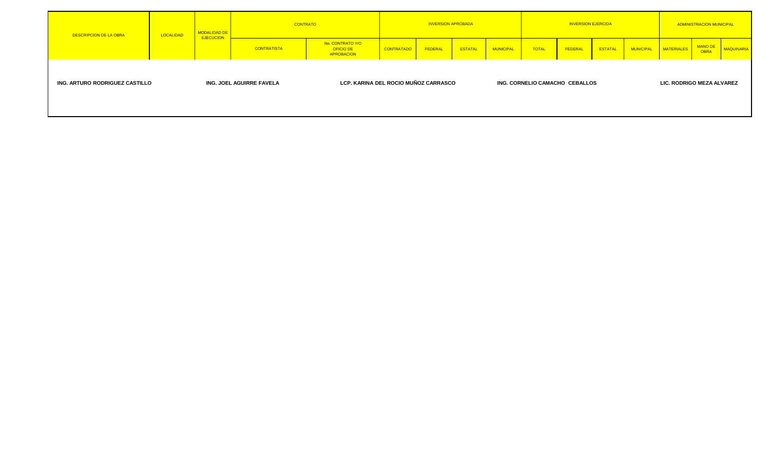| DESCRIPCION DE LA OBRA | LOCALIDAD | MODALIDAD DE EJECUCION | CONTRATO | | INVERSION APROBADA | | | | INVERSION EJERCIDA | | | | ADMINISTRACION MUNICIPAL | | |
|---|---|---|---|---|---|---|---|---|---|---|---|---|---|---|---|
| | | | CONTRATISTA | No. CONTRATO Y/O OFICIO DE APROBACION | CONTRATADO | FEDERAL | ESTATAL | MUNICIPAL | TOTAL | FEDERAL | ESTATAL | MUNICIPAL | MATERIALES | MANO DE OBRA | MAQUINARIA |

**ING. ARTURO RODRIGUEZ CASTILLO**

**ING. JOEL AGUIRRE FAVELA**

**LCP. KARINA DEL ROCIO MUÑOZ CARRASCO**

**ING. CORNELIO CAMACHO CEBALLOS**

**LIC. RODRIGO MEZA ALVAREZ**